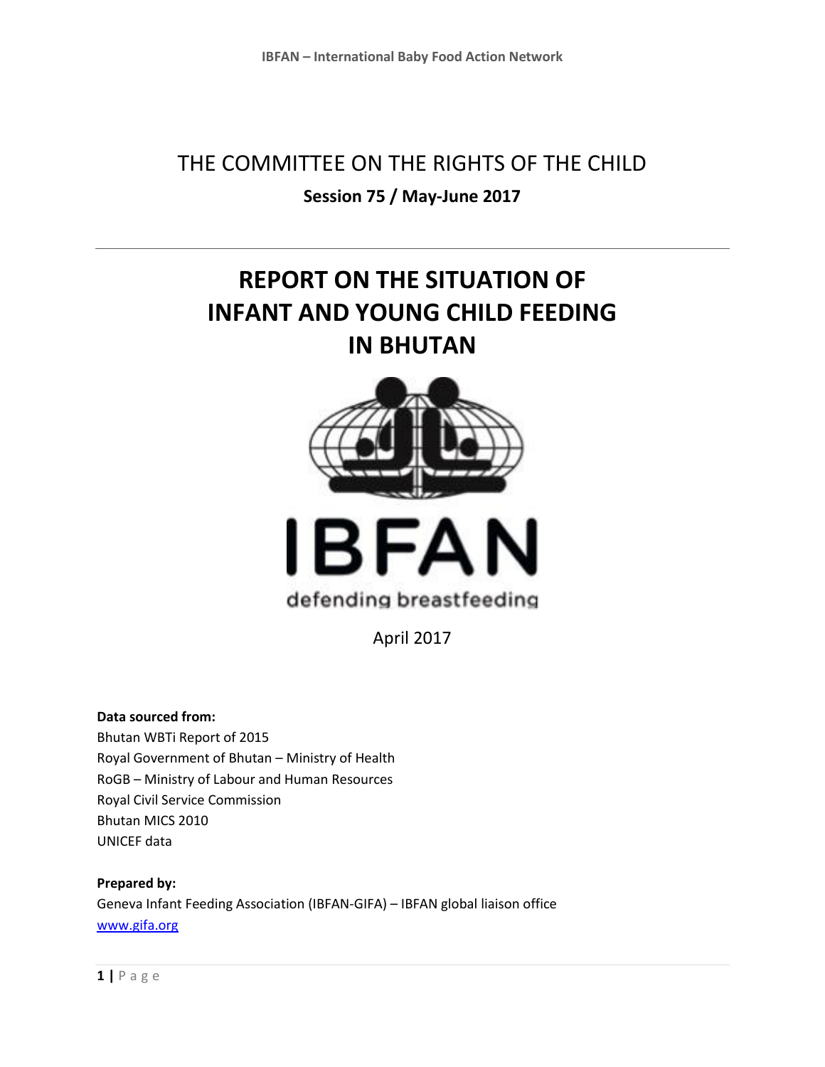THE COMMITTEE ON THE RIGHTS OF THE CHILD

**Session 75 / May-June 2017**

---

# REPORT ON THE SITUATION OF INFANT AND YOUNG CHILD FEEDING IN BHUTAN

IBFAN

defending breastfeeding

April 2017

**Data sourced from:**
Bhutan WBTi Report of 2015
Royal Government of Bhutan – Ministry of Health
RoGB – Ministry of Labour and Human Resources
Royal Civil Service Commission
Bhutan MICS 2010
UNICEF data

**Prepared by:**
Geneva Infant Feeding Association (IBFAN-GIFA) – IBFAN global liaison office
www.gifa.org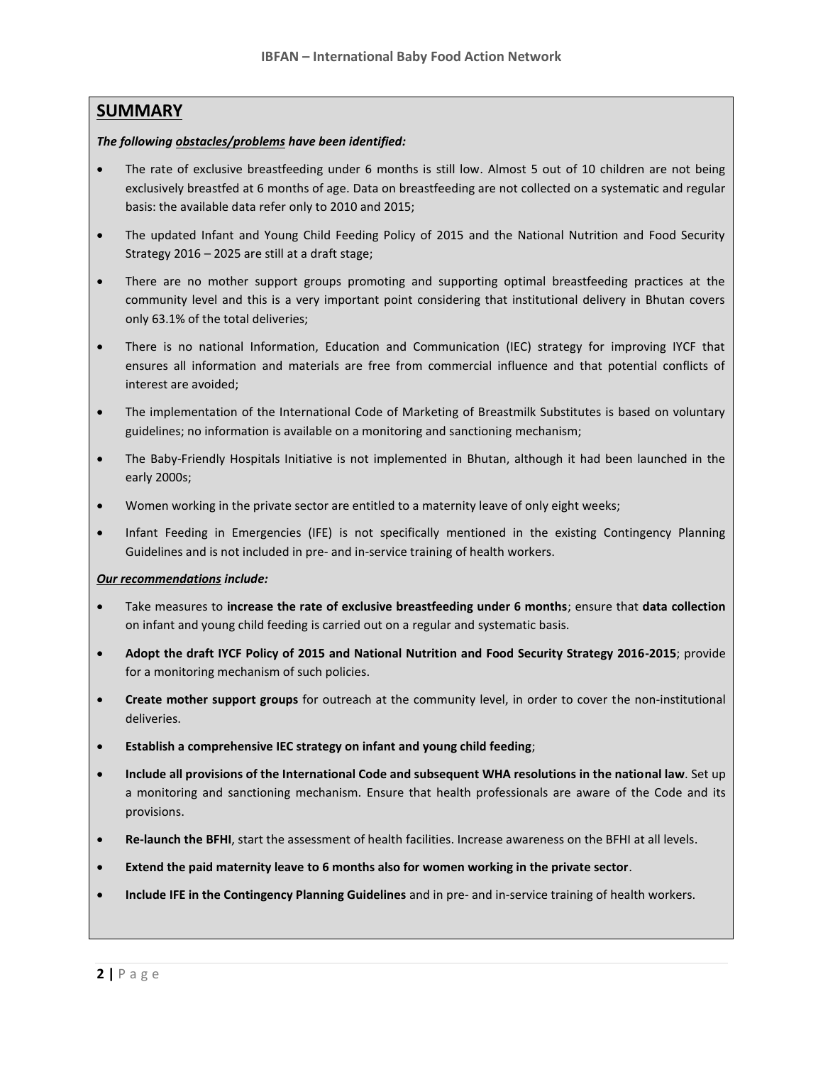## SUMMARY

***The following obstacles/problems have been identified:***

- The rate of exclusive breastfeeding under 6 months is still low. Almost 5 out of 10 children are not being exclusively breastfed at 6 months of age. Data on breastfeeding are not collected on a systematic and regular basis: the available data refer only to 2010 and 2015;
- The updated Infant and Young Child Feeding Policy of 2015 and the National Nutrition and Food Security Strategy 2016 – 2025 are still at a draft stage;
- There are no mother support groups promoting and supporting optimal breastfeeding practices at the community level and this is a very important point considering that institutional delivery in Bhutan covers only 63.1% of the total deliveries;
- There is no national Information, Education and Communication (IEC) strategy for improving IYCF that ensures all information and materials are free from commercial influence and that potential conflicts of interest are avoided;
- The implementation of the International Code of Marketing of Breastmilk Substitutes is based on voluntary guidelines; no information is available on a monitoring and sanctioning mechanism;
- The Baby-Friendly Hospitals Initiative is not implemented in Bhutan, although it had been launched in the early 2000s;
- Women working in the private sector are entitled to a maternity leave of only eight weeks;
- Infant Feeding in Emergencies (IFE) is not specifically mentioned in the existing Contingency Planning Guidelines and is not included in pre- and in-service training of health workers.

***Our recommendations include:***

- Take measures to **increase the rate of exclusive breastfeeding under 6 months**; ensure that **data collection** on infant and young child feeding is carried out on a regular and systematic basis.
- **Adopt the draft IYCF Policy of 2015 and National Nutrition and Food Security Strategy 2016-2015**; provide for a monitoring mechanism of such policies.
- **Create mother support groups** for outreach at the community level, in order to cover the non-institutional deliveries.
- **Establish a comprehensive IEC strategy on infant and young child feeding**;
- **Include all provisions of the International Code and subsequent WHA resolutions in the national law**. Set up a monitoring and sanctioning mechanism. Ensure that health professionals are aware of the Code and its provisions.
- **Re-launch the BFHI**, start the assessment of health facilities. Increase awareness on the BFHI at all levels.
- **Extend the paid maternity leave to 6 months also for women working in the private sector**.
- **Include IFE in the Contingency Planning Guidelines** and in pre- and in-service training of health workers.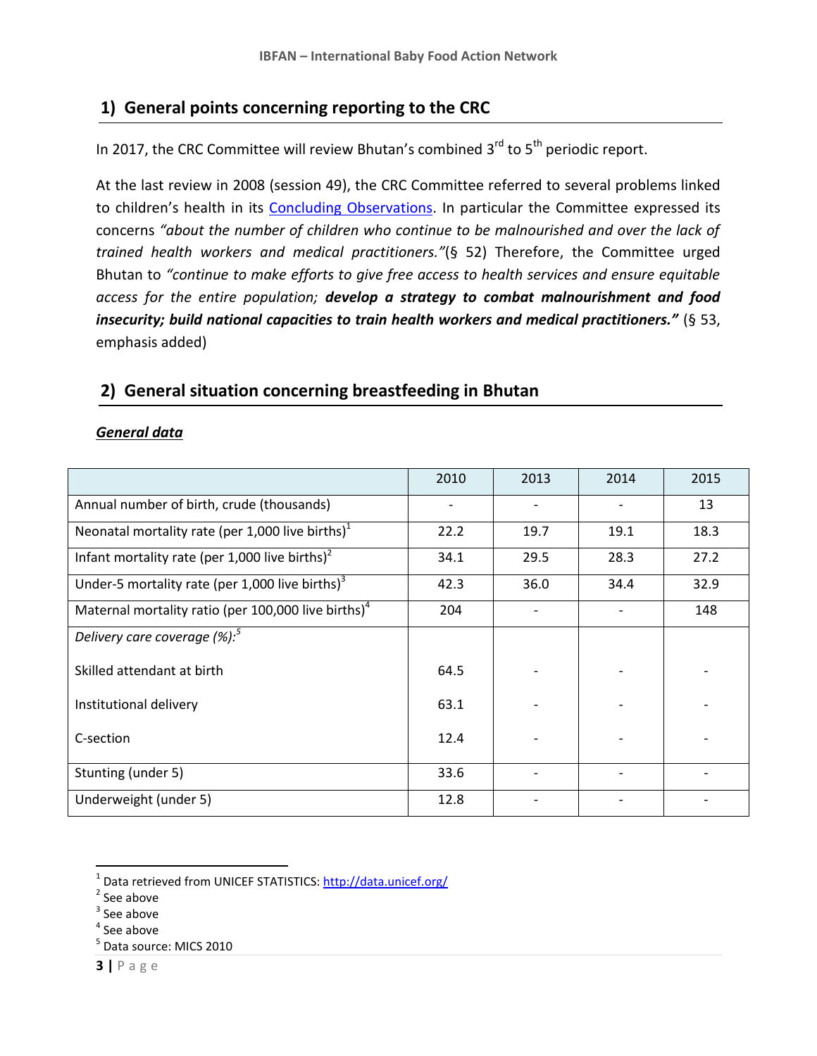## 1) General points concerning reporting to the CRC

In 2017, the CRC Committee will review Bhutan's combined 3rd to 5th periodic report.

At the last review in 2008 (session 49), the CRC Committee referred to several problems linked to children's health in its Concluding Observations. In particular the Committee expressed its concerns *"about the number of children who continue to be malnourished and over the lack of trained health workers and medical practitioners."*(§ 52) Therefore, the Committee urged Bhutan to *"continue to make efforts to give free access to health services and ensure equitable access for the entire population;* ***develop a strategy to combat malnourishment and food insecurity; build national capacities to train health workers and medical practitioners."*** (§ 53, emphasis added)

## 2) General situation concerning breastfeeding in Bhutan

***General data***

| | 2010 | 2013 | 2014 | 2015 |
|---|---|---|---|---|
| Annual number of birth, crude (thousands) | - | - | - | 13 |
| Neonatal mortality rate (per 1,000 live births)[1] | 22.2 | 19.7 | 19.1 | 18.3 |
| Infant mortality rate (per 1,000 live births)[2] | 34.1 | 29.5 | 28.3 | 27.2 |
| Under-5 mortality rate (per 1,000 live births)[3] | 42.3 | 36.0 | 34.4 | 32.9 |
| Maternal mortality ratio (per 100,000 live births)[4] | 204 | - | - | 148 |
| *Delivery care coverage (%):*[5] | | | | |
| Skilled attendant at birth | 64.5 | - | - | - |
| Institutional delivery | 63.1 | - | - | - |
| C-section | 12.4 | - | - | - |
| Stunting (under 5) | 33.6 | - | - | - |
| Underweight (under 5) | 12.8 | - | - | - |

[1] Data retrieved from UNICEF STATISTICS: http://data.unicef.org/
[2] See above
[3] See above
[4] See above
[5] Data source: MICS 2010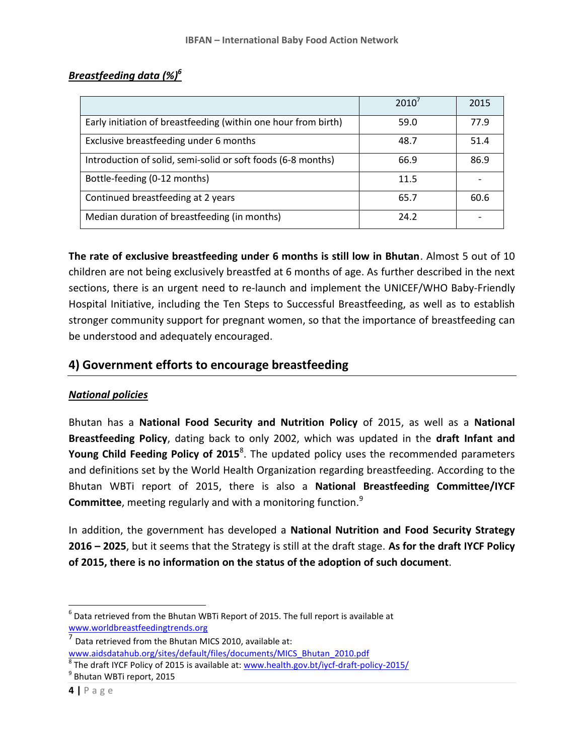***Breastfeeding data (%)***[6]

| | 2010[7] | 2015 |
|---|---|---|
| Early initiation of breastfeeding (within one hour from birth) | 59.0 | 77.9 |
| Exclusive breastfeeding under 6 months | 48.7 | 51.4 |
| Introduction of solid, semi-solid or soft foods (6-8 months) | 66.9 | 86.9 |
| Bottle-feeding (0-12 months) | 11.5 | - |
| Continued breastfeeding at 2 years | 65.7 | 60.6 |
| Median duration of breastfeeding (in months) | 24.2 | - |

**The rate of exclusive breastfeeding under 6 months is still low in Bhutan**. Almost 5 out of 10 children are not being exclusively breastfed at 6 months of age. As further described in the next sections, there is an urgent need to re-launch and implement the UNICEF/WHO Baby-Friendly Hospital Initiative, including the Ten Steps to Successful Breastfeeding, as well as to establish stronger community support for pregnant women, so that the importance of breastfeeding can be understood and adequately encouraged.

## 4) Government efforts to encourage breastfeeding

***National policies***

Bhutan has a **National Food Security and Nutrition Policy** of 2015, as well as a **National Breastfeeding Policy**, dating back to only 2002, which was updated in the **draft Infant and Young Child Feeding Policy of 2015**[8]. The updated policy uses the recommended parameters and definitions set by the World Health Organization regarding breastfeeding. According to the Bhutan WBTi report of 2015, there is also a **National Breastfeeding Committee/IYCF Committee**, meeting regularly and with a monitoring function.[9]

In addition, the government has developed a **National Nutrition and Food Security Strategy 2016 – 2025**, but it seems that the Strategy is still at the draft stage. **As for the draft IYCF Policy of 2015, there is no information on the status of the adoption of such document**.

---

[6] Data retrieved from the Bhutan WBTi Report of 2015. The full report is available at www.worldbreastfeedingtrends.org

[7] Data retrieved from the Bhutan MICS 2010, available at: www.aidsdatahub.org/sites/default/files/documents/MICS_Bhutan_2010.pdf

[8] The draft IYCF Policy of 2015 is available at: www.health.gov.bt/iycf-draft-policy-2015/

[9] Bhutan WBTi report, 2015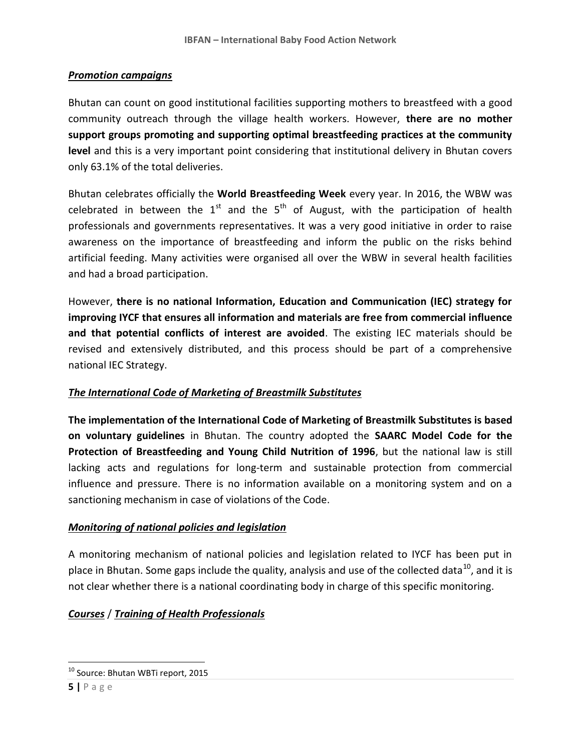### ***Promotion campaigns***

Bhutan can count on good institutional facilities supporting mothers to breastfeed with a good community outreach through the village health workers. However, **there are no mother support groups promoting and supporting optimal breastfeeding practices at the community level** and this is a very important point considering that institutional delivery in Bhutan covers only 63.1% of the total deliveries.

Bhutan celebrates officially the **World Breastfeeding Week** every year. In 2016, the WBW was celebrated in between the 1st and the 5th of August, with the participation of health professionals and governments representatives. It was a very good initiative in order to raise awareness on the importance of breastfeeding and inform the public on the risks behind artificial feeding. Many activities were organised all over the WBW in several health facilities and had a broad participation.

However, **there is no national Information, Education and Communication (IEC) strategy for improving IYCF that ensures all information and materials are free from commercial influence and that potential conflicts of interest are avoided**. The existing IEC materials should be revised and extensively distributed, and this process should be part of a comprehensive national IEC Strategy.

### ***The International Code of Marketing of Breastmilk Substitutes***

**The implementation of the International Code of Marketing of Breastmilk Substitutes is based on voluntary guidelines** in Bhutan. The country adopted the **SAARC Model Code for the Protection of Breastfeeding and Young Child Nutrition of 1996**, but the national law is still lacking acts and regulations for long-term and sustainable protection from commercial influence and pressure. There is no information available on a monitoring system and on a sanctioning mechanism in case of violations of the Code.

### ***Monitoring of national policies and legislation***

A monitoring mechanism of national policies and legislation related to IYCF has been put in place in Bhutan. Some gaps include the quality, analysis and use of the collected data[10], and it is not clear whether there is a national coordinating body in charge of this specific monitoring.

### ***Courses / Training of Health Professionals***

---

[10] Source: Bhutan WBTi report, 2015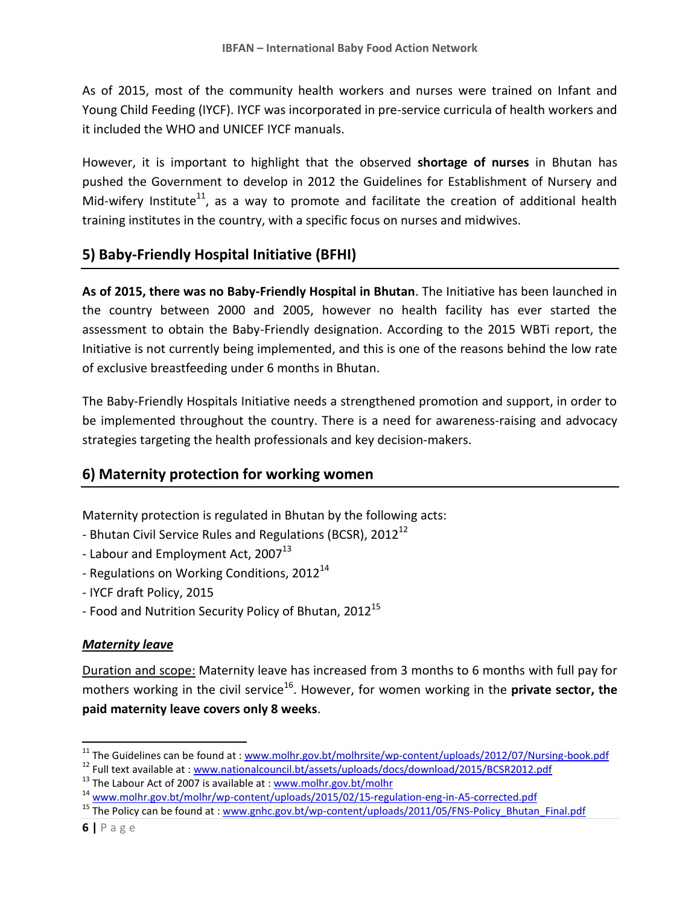As of 2015, most of the community health workers and nurses were trained on Infant and Young Child Feeding (IYCF). IYCF was incorporated in pre-service curricula of health workers and it included the WHO and UNICEF IYCF manuals.

However, it is important to highlight that the observed **shortage of nurses** in Bhutan has pushed the Government to develop in 2012 the Guidelines for Establishment of Nursery and Mid-wifery Institute[11], as a way to promote and facilitate the creation of additional health training institutes in the country, with a specific focus on nurses and midwives.

## 5) Baby-Friendly Hospital Initiative (BFHI)

**As of 2015, there was no Baby-Friendly Hospital in Bhutan**. The Initiative has been launched in the country between 2000 and 2005, however no health facility has ever started the assessment to obtain the Baby-Friendly designation. According to the 2015 WBTi report, the Initiative is not currently being implemented, and this is one of the reasons behind the low rate of exclusive breastfeeding under 6 months in Bhutan.

The Baby-Friendly Hospitals Initiative needs a strengthened promotion and support, in order to be implemented throughout the country. There is a need for awareness-raising and advocacy strategies targeting the health professionals and key decision-makers.

## 6) Maternity protection for working women

Maternity protection is regulated in Bhutan by the following acts:

- Bhutan Civil Service Rules and Regulations (BCSR), 2012[12]
- Labour and Employment Act, 2007[13]
- Regulations on Working Conditions, 2012[14]
- IYCF draft Policy, 2015
- Food and Nutrition Security Policy of Bhutan, 2012[15]

***Maternity leave***

Duration and scope: Maternity leave has increased from 3 months to 6 months with full pay for mothers working in the civil service[16]. However, for women working in the **private sector, the paid maternity leave covers only 8 weeks**.

---

[11] The Guidelines can be found at : www.molhr.gov.bt/molhrsite/wp-content/uploads/2012/07/Nursing-book.pdf

[12] Full text available at : www.nationalcouncil.bt/assets/uploads/docs/download/2015/BCSR2012.pdf

[13] The Labour Act of 2007 is available at : www.molhr.gov.bt/molhr

[14] www.molhr.gov.bt/molhr/wp-content/uploads/2015/02/15-regulation-eng-in-A5-corrected.pdf

[15] The Policy can be found at : www.gnhc.gov.bt/wp-content/uploads/2011/05/FNS-Policy_Bhutan_Final.pdf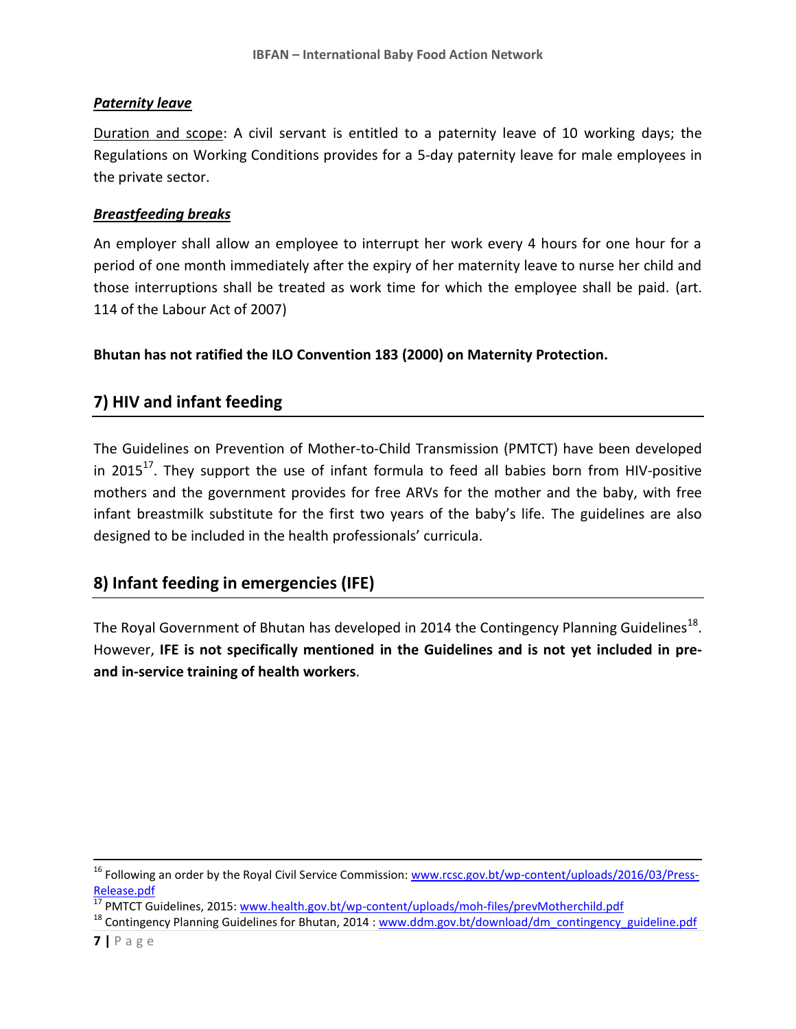***Paternity leave***

Duration and scope: A civil servant is entitled to a paternity leave of 10 working days; the Regulations on Working Conditions provides for a 5-day paternity leave for male employees in the private sector.

***Breastfeeding breaks***

An employer shall allow an employee to interrupt her work every 4 hours for one hour for a period of one month immediately after the expiry of her maternity leave to nurse her child and those interruptions shall be treated as work time for which the employee shall be paid. (art. 114 of the Labour Act of 2007)

**Bhutan has not ratified the ILO Convention 183 (2000) on Maternity Protection.**

## 7) HIV and infant feeding

The Guidelines on Prevention of Mother-to-Child Transmission (PMTCT) have been developed in 2015[17]. They support the use of infant formula to feed all babies born from HIV-positive mothers and the government provides for free ARVs for the mother and the baby, with free infant breastmilk substitute for the first two years of the baby's life. The guidelines are also designed to be included in the health professionals' curricula.

## 8) Infant feeding in emergencies (IFE)

The Royal Government of Bhutan has developed in 2014 the Contingency Planning Guidelines[18]. However, **IFE is not specifically mentioned in the Guidelines and is not yet included in pre- and in-service training of health workers**.

---

[16] Following an order by the Royal Civil Service Commission: www.rcsc.gov.bt/wp-content/uploads/2016/03/Press-Release.pdf

[17] PMTCT Guidelines, 2015: www.health.gov.bt/wp-content/uploads/moh-files/prevMotherchild.pdf

[18] Contingency Planning Guidelines for Bhutan, 2014 : www.ddm.gov.bt/download/dm_contingency_guideline.pdf